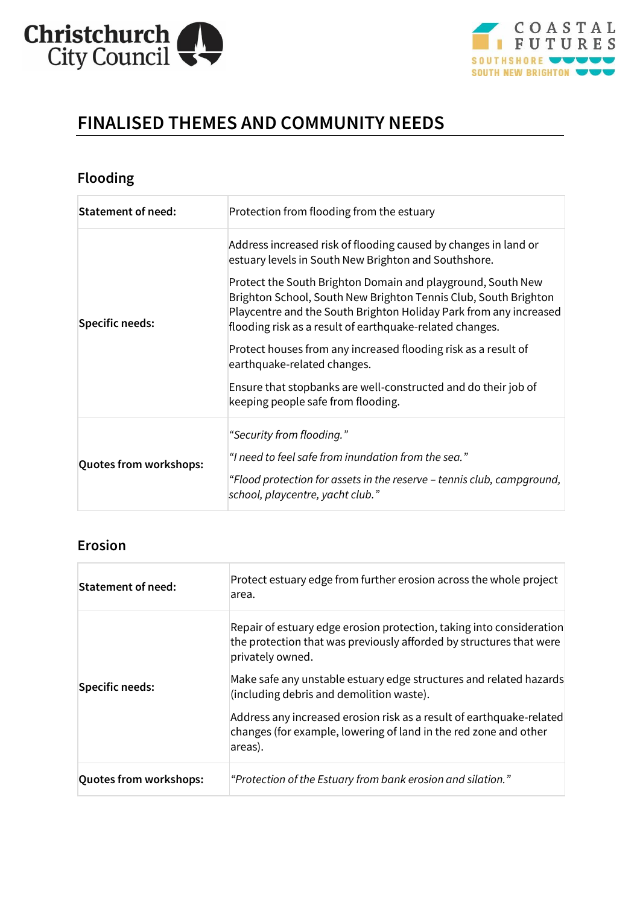# FINALISED THEMES AND COMMUNITY NEEDS

## Flooding

| | |
|---|---|
| **Statement of need:** | Protection from flooding from the estuary |
| **Specific needs:** | Address increased risk of flooding caused by changes in land or estuary levels in South New Brighton and Southshore.<br><br>Protect the South Brighton Domain and playground, South New Brighton School, South New Brighton Tennis Club, South Brighton Playcentre and the South Brighton Holiday Park from any increased flooding risk as a result of earthquake-related changes.<br><br>Protect houses from any increased flooding risk as a result of earthquake-related changes.<br><br>Ensure that stopbanks are well-constructed and do their job of keeping people safe from flooding. |
| **Quotes from workshops:** | *"Security from flooding."*<br><br>*"I need to feel safe from inundation from the sea."*<br><br>*"Flood protection for assets in the reserve – tennis club, campground, school, playcentre, yacht club."* |

## Erosion

| | |
|---|---|
| **Statement of need:** | Protect estuary edge from further erosion across the whole project area. |
| **Specific needs:** | Repair of estuary edge erosion protection, taking into consideration the protection that was previously afforded by structures that were privately owned.<br><br>Make safe any unstable estuary edge structures and related hazards (including debris and demolition waste).<br><br>Address any increased erosion risk as a result of earthquake-related changes (for example, lowering of land in the red zone and other areas). |
| **Quotes from workshops:** | *"Protection of the Estuary from bank erosion and silation."* |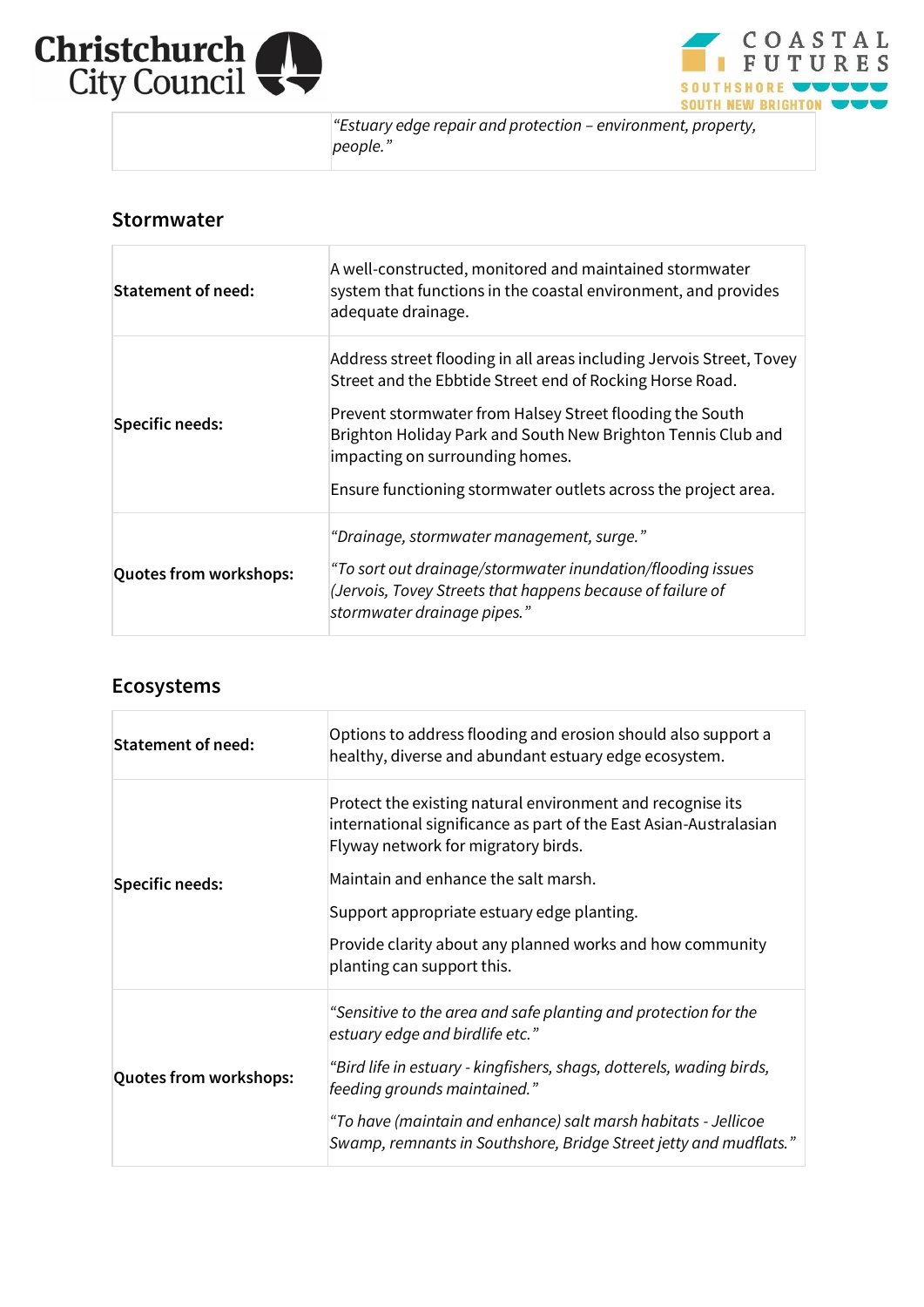| | |
|---|---|
| | *"Estuary edge repair and protection – environment, property, people."* |

## Stormwater

| | |
|---|---|
| **Statement of need:** | A well-constructed, monitored and maintained stormwater system that functions in the coastal environment, and provides adequate drainage. |
| **Specific needs:** | Address street flooding in all areas including Jervois Street, Tovey Street and the Ebbtide Street end of Rocking Horse Road.<br><br>Prevent stormwater from Halsey Street flooding the South Brighton Holiday Park and South New Brighton Tennis Club and impacting on surrounding homes.<br><br>Ensure functioning stormwater outlets across the project area. |
| **Quotes from workshops:** | *"Drainage, stormwater management, surge."*<br><br>*"To sort out drainage/stormwater inundation/flooding issues (Jervois, Tovey Streets that happens because of failure of stormwater drainage pipes."* |

## Ecosystems

| | |
|---|---|
| **Statement of need:** | Options to address flooding and erosion should also support a healthy, diverse and abundant estuary edge ecosystem. |
| **Specific needs:** | Protect the existing natural environment and recognise its international significance as part of the East Asian-Australasian Flyway network for migratory birds.<br><br>Maintain and enhance the salt marsh.<br><br>Support appropriate estuary edge planting.<br><br>Provide clarity about any planned works and how community planting can support this. |
| **Quotes from workshops:** | *"Sensitive to the area and safe planting and protection for the estuary edge and birdlife etc."*<br><br>*"Bird life in estuary - kingfishers, shags, dotterels, wading birds, feeding grounds maintained."*<br><br>*"To have (maintain and enhance) salt marsh habitats - Jellicoe Swamp, remnants in Southshore, Bridge Street jetty and mudflats."* |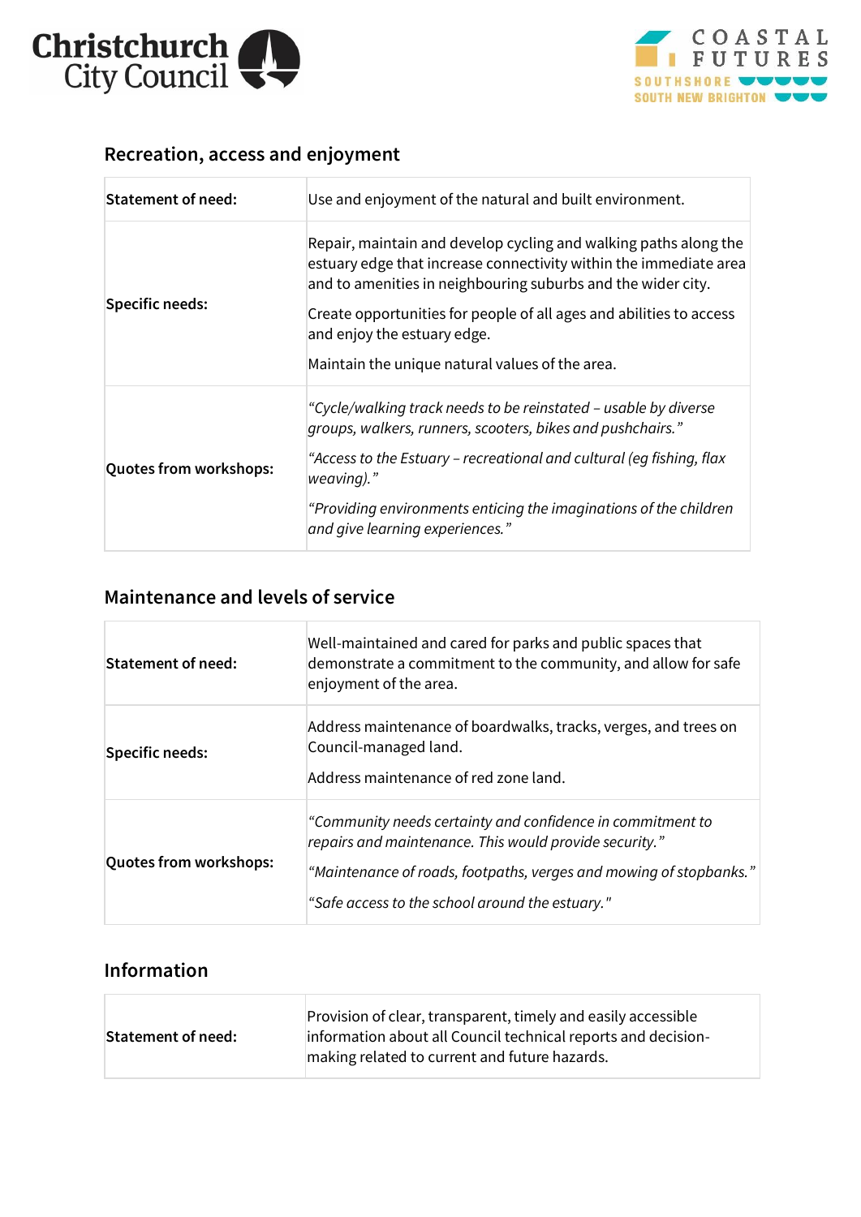## Recreation, access and enjoyment

| | |
|---|---|
| **Statement of need:** | Use and enjoyment of the natural and built environment. |
| **Specific needs:** | Repair, maintain and develop cycling and walking paths along the estuary edge that increase connectivity within the immediate area and to amenities in neighbouring suburbs and the wider city.<br><br>Create opportunities for people of all ages and abilities to access and enjoy the estuary edge.<br><br>Maintain the unique natural values of the area. |
| **Quotes from workshops:** | *"Cycle/walking track needs to be reinstated – usable by diverse groups, walkers, runners, scooters, bikes and pushchairs."*<br><br>*"Access to the Estuary – recreational and cultural (eg fishing, flax weaving)."*<br><br>*"Providing environments enticing the imaginations of the children and give learning experiences."* |

## Maintenance and levels of service

| | |
|---|---|
| **Statement of need:** | Well-maintained and cared for parks and public spaces that demonstrate a commitment to the community, and allow for safe enjoyment of the area. |
| **Specific needs:** | Address maintenance of boardwalks, tracks, verges, and trees on Council-managed land.<br><br>Address maintenance of red zone land. |
| **Quotes from workshops:** | *"Community needs certainty and confidence in commitment to repairs and maintenance. This would provide security."*<br><br>*"Maintenance of roads, footpaths, verges and mowing of stopbanks."*<br><br>*"Safe access to the school around the estuary."* |

## Information

| | |
|---|---|
| **Statement of need:** | Provision of clear, transparent, timely and easily accessible information about all Council technical reports and decision-making related to current and future hazards. |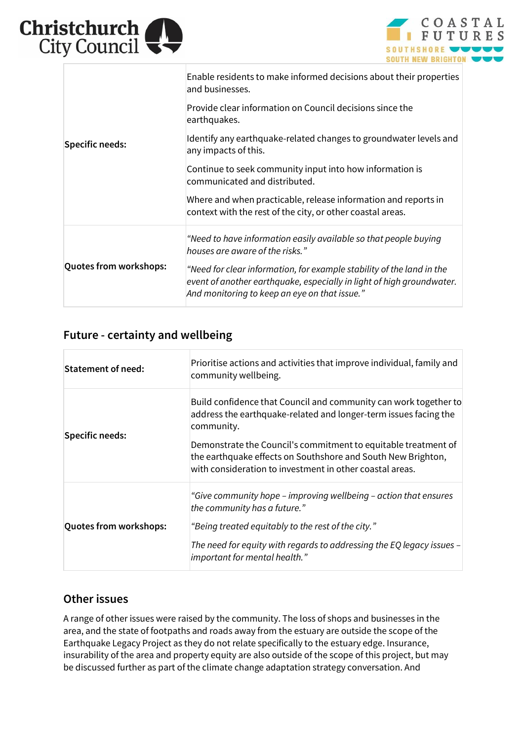| | |
|---|---|
| **Specific needs:** | Enable residents to make informed decisions about their properties and businesses.<br><br>Provide clear information on Council decisions since the earthquakes.<br><br>Identify any earthquake-related changes to groundwater levels and any impacts of this.<br><br>Continue to seek community input into how information is communicated and distributed.<br><br>Where and when practicable, release information and reports in context with the rest of the city, or other coastal areas. |
| **Quotes from workshops:** | *“Need to have information easily available so that people buying houses are aware of the risks.”*<br><br>*“Need for clear information, for example stability of the land in the event of another earthquake, especially in light of high groundwater. And monitoring to keep an eye on that issue.”* |

## Future - certainty and wellbeing

| | |
|---|---|
| **Statement of need:** | Prioritise actions and activities that improve individual, family and community wellbeing. |
| **Specific needs:** | Build confidence that Council and community can work together to address the earthquake-related and longer-term issues facing the community.<br><br>Demonstrate the Council's commitment to equitable treatment of the earthquake effects on Southshore and South New Brighton, with consideration to investment in other coastal areas. |
| **Quotes from workshops:** | *“Give community hope – improving wellbeing – action that ensures the community has a future.”*<br><br>*“Being treated equitably to the rest of the city.”*<br><br>*The need for equity with regards to addressing the EQ legacy issues – important for mental health.”* |

## Other issues

A range of other issues were raised by the community. The loss of shops and businesses in the area, and the state of footpaths and roads away from the estuary are outside the scope of the Earthquake Legacy Project as they do not relate specifically to the estuary edge. Insurance, insurability of the area and property equity are also outside of the scope of this project, but may be discussed further as part of the climate change adaptation strategy conversation. And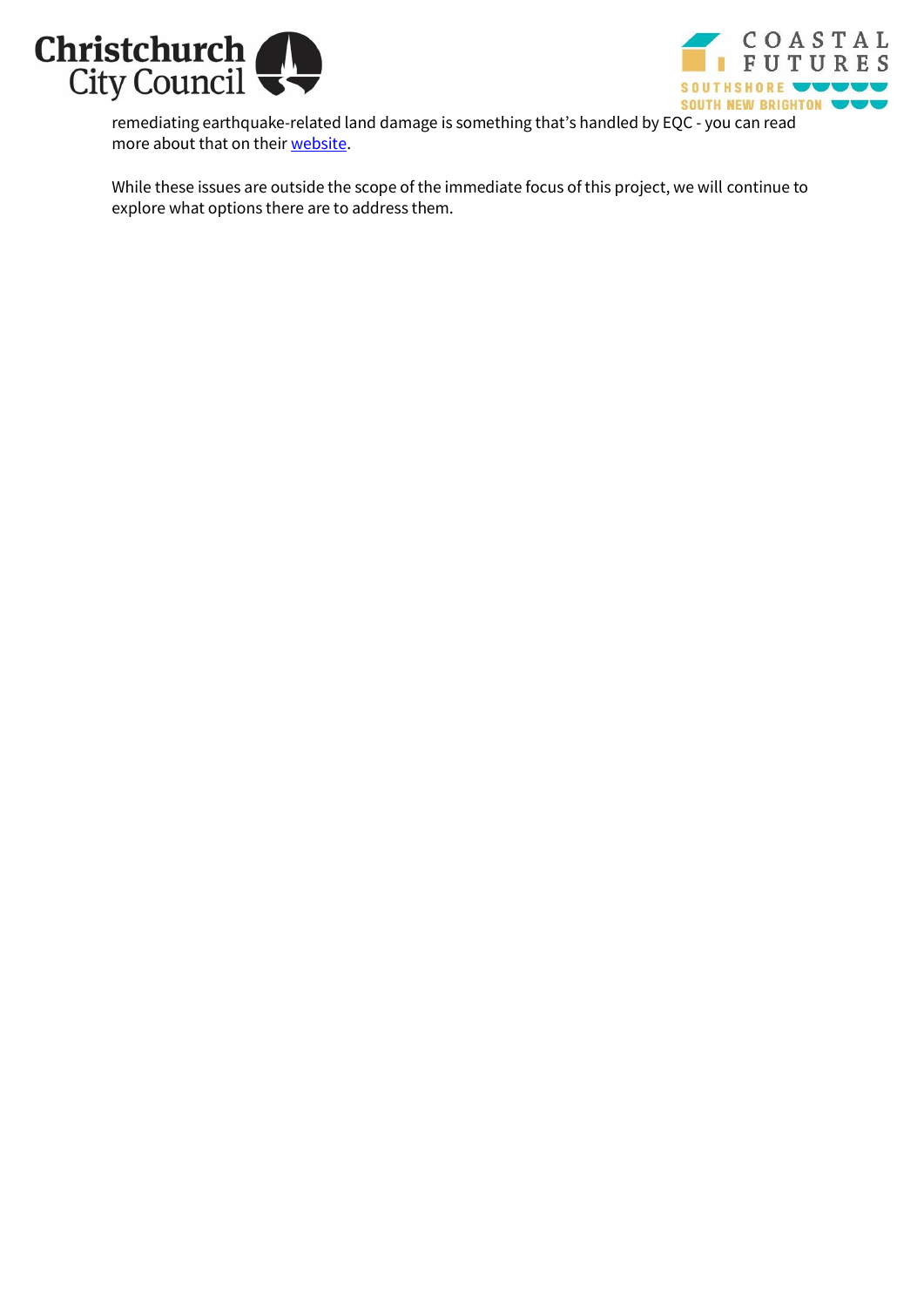remediating earthquake-related land damage is something that's handled by EQC - you can read more about that on their website.

While these issues are outside the scope of the immediate focus of this project, we will continue to explore what options there are to address them.